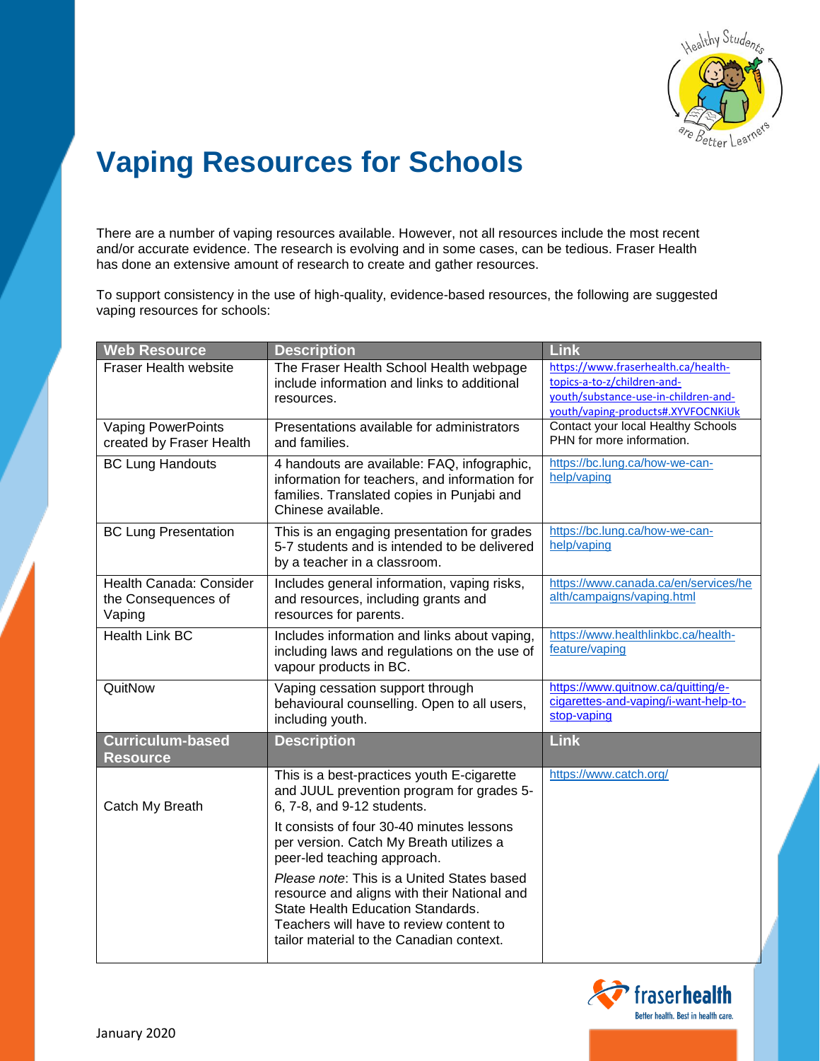# Vaping Resources for Schools

There are a number of vaping resources available. However, not all resources include the most recent and/or accurate evidence. The research is evolving and in some cases, can be tedious. Fraser Health has done an extensive amount of research to create and gather resources.

To support consistency in the use of high-quality, evidence-based resources, the following are suggested vaping resources for schools:

| Web Resource | Description | Link |
|---|---|---|
| Fraser Health website | The Fraser Health School Health webpage include information and links to additional resources. | https://www.fraserhealth.ca/health-topics-a-to-z/children-and-youth/substance-use-in-children-and-youth/vaping-products#.XYVFOCNKiUk |
| Vaping PowerPoints created by Fraser Health | Presentations available for administrators and families. | Contact your local Healthy Schools PHN for more information. |
| BC Lung Handouts | 4 handouts are available: FAQ, infographic, information for teachers, and information for families. Translated copies in Punjabi and Chinese available. | https://bc.lung.ca/how-we-can-help/vaping |
| BC Lung Presentation | This is an engaging presentation for grades 5-7 students and is intended to be delivered by a teacher in a classroom. | https://bc.lung.ca/how-we-can-help/vaping |
| Health Canada: Consider the Consequences of Vaping | Includes general information, vaping risks, and resources, including grants and resources for parents. | https://www.canada.ca/en/services/health/campaigns/vaping.html |
| Health Link BC | Includes information and links about vaping, including laws and regulations on the use of vapour products in BC. | https://www.healthlinkbc.ca/health-feature/vaping |
| QuitNow | Vaping cessation support through behavioural counselling. Open to all users, including youth. | https://www.quitnow.ca/quitting/e-cigarettes-and-vaping/i-want-help-to-stop-vaping |
| **Curriculum-based Resource** | **Description** | **Link** |
| Catch My Breath | This is a best-practices youth E-cigarette and JUUL prevention program for grades 5-6, 7-8, and 9-12 students.<br><br>It consists of four 30-40 minutes lessons per version. Catch My Breath utilizes a peer-led teaching approach.<br><br>*Please note*: This is a United States based resource and aligns with their National and State Health Education Standards. Teachers will have to review content to tailor material to the Canadian context. | https://www.catch.org/ |

January 2020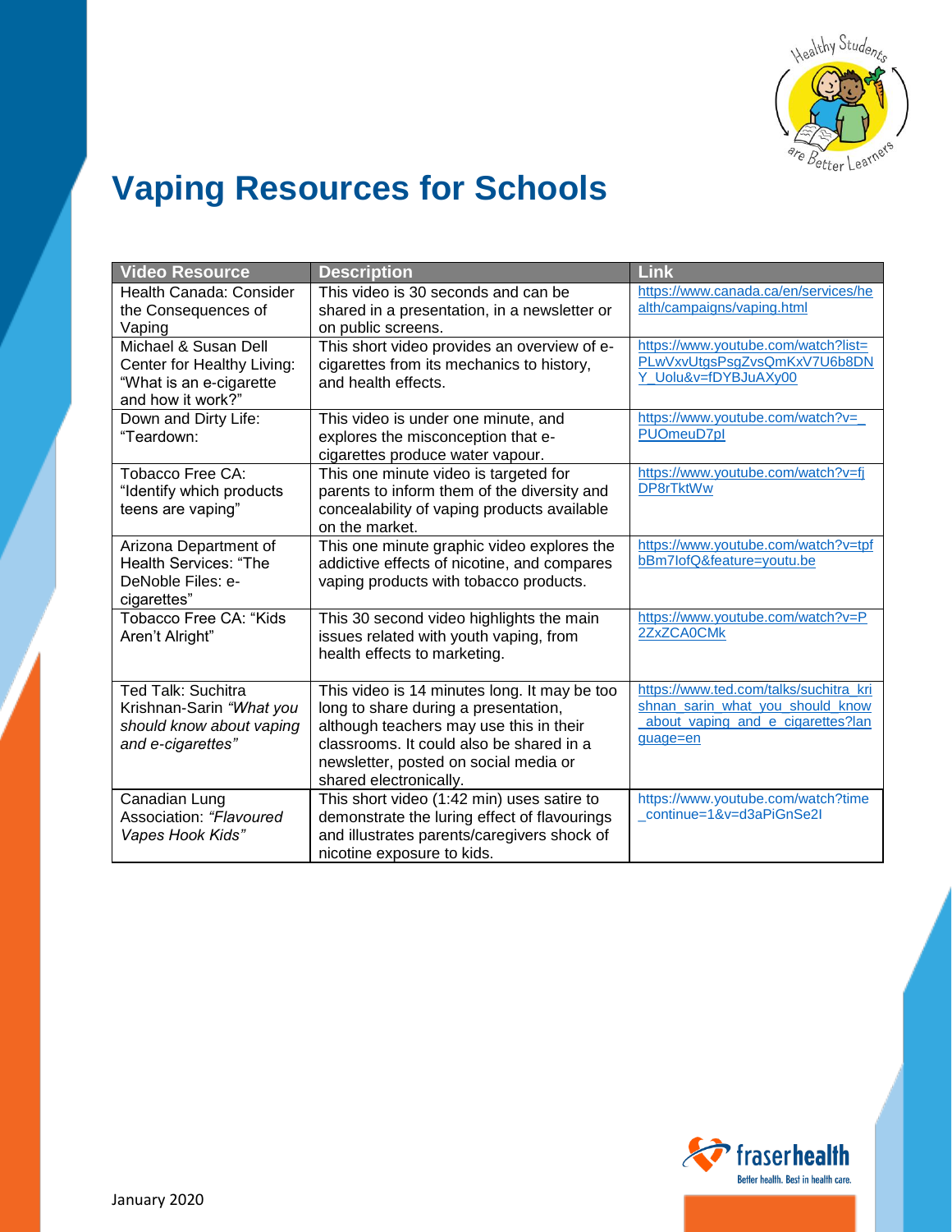# Vaping Resources for Schools

| Video Resource | Description | Link |
|---|---|---|
| Health Canada: Consider the Consequences of Vaping | This video is 30 seconds and can be shared in a presentation, in a newsletter or on public screens. | https://www.canada.ca/en/services/health/campaigns/vaping.html |
| Michael & Susan Dell Center for Healthy Living: "What is an e-cigarette and how it work?" | This short video provides an overview of e-cigarettes from its mechanics to history, and health effects. | https://www.youtube.com/watch?list=PLwVxvUtgsPsgZvsQmKxV7U6b8DNY_Uolu&v=fDYBJuAXy00 |
| Down and Dirty Life: "Teardown: | This video is under one minute, and explores the misconception that e-cigarettes produce water vapour. | https://www.youtube.com/watch?v=_PUOmeuD7pI |
| Tobacco Free CA: "Identify which products teens are vaping" | This one minute video is targeted for parents to inform them of the diversity and concealability of vaping products available on the market. | https://www.youtube.com/watch?v=fjDP8rTktWw |
| Arizona Department of Health Services: "The DeNoble Files: e-cigarettes" | This one minute graphic video explores the addictive effects of nicotine, and compares vaping products with tobacco products. | https://www.youtube.com/watch?v=tpfbBm7lofQ&feature=youtu.be |
| Tobacco Free CA: "Kids Aren't Alright" | This 30 second video highlights the main issues related with youth vaping, from health effects to marketing. | https://www.youtube.com/watch?v=P2ZxZCA0CMk |
| Ted Talk: Suchitra Krishnan-Sarin *"What you should know about vaping and e-cigarettes"* | This video is 14 minutes long. It may be too long to share during a presentation, although teachers may use this in their classrooms. It could also be shared in a newsletter, posted on social media or shared electronically. | https://www.ted.com/talks/suchitra_krishnan_sarin_what_you_should_know_about_vaping_and_e_cigarettes?language=en |
| Canadian Lung Association: *"Flavoured Vapes Hook Kids"* | This short video (1:42 min) uses satire to demonstrate the luring effect of flavourings and illustrates parents/caregivers shock of nicotine exposure to kids. | https://www.youtube.com/watch?time_continue=1&v=d3aPiGnSe2I |

January 2020